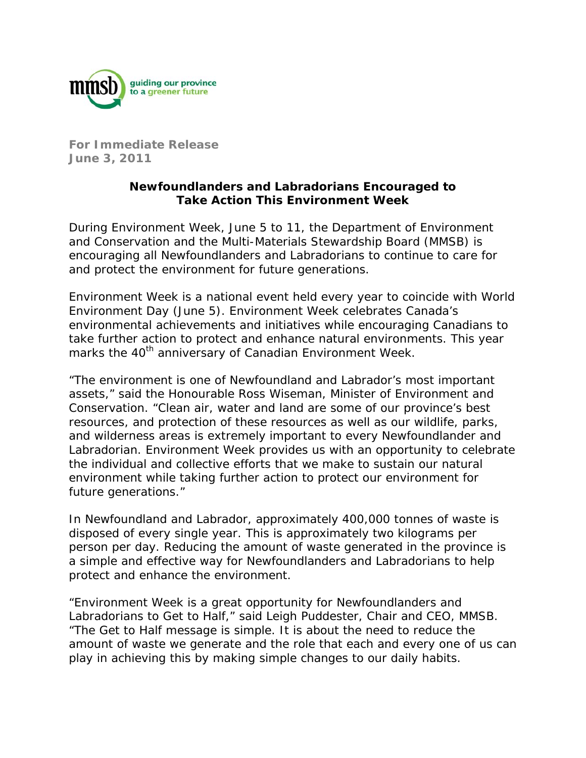mmsb guiding our province to a greener future

**For Immediate Release**
**June 3, 2011**

## Newfoundlanders and Labradorians Encouraged to Take Action This Environment Week

During Environment Week, June 5 to 11, the Department of Environment and Conservation and the Multi-Materials Stewardship Board (MMSB) is encouraging all Newfoundlanders and Labradorians to continue to care for and protect the environment for future generations.

Environment Week is a national event held every year to coincide with World Environment Day (June 5). Environment Week celebrates Canada's environmental achievements and initiatives while encouraging Canadians to take further action to protect and enhance natural environments. This year marks the 40th anniversary of Canadian Environment Week.

"The environment is one of Newfoundland and Labrador's most important assets," said the Honourable Ross Wiseman, Minister of Environment and Conservation. "Clean air, water and land are some of our province's best resources, and protection of these resources as well as our wildlife, parks, and wilderness areas is extremely important to every Newfoundlander and Labradorian. Environment Week provides us with an opportunity to celebrate the individual and collective efforts that we make to sustain our natural environment while taking further action to protect our environment for future generations."

In Newfoundland and Labrador, approximately 400,000 tonnes of waste is disposed of every single year. This is approximately two kilograms per person per day. Reducing the amount of waste generated in the province is a simple and effective way for Newfoundlanders and Labradorians to help protect and enhance the environment.

"Environment Week is a great opportunity for Newfoundlanders and Labradorians to Get to Half," said Leigh Puddester, Chair and CEO, MMSB. "The Get to Half message is simple. It is about the need to reduce the amount of waste we generate and the role that each and every one of us can play in achieving this by making simple changes to our daily habits.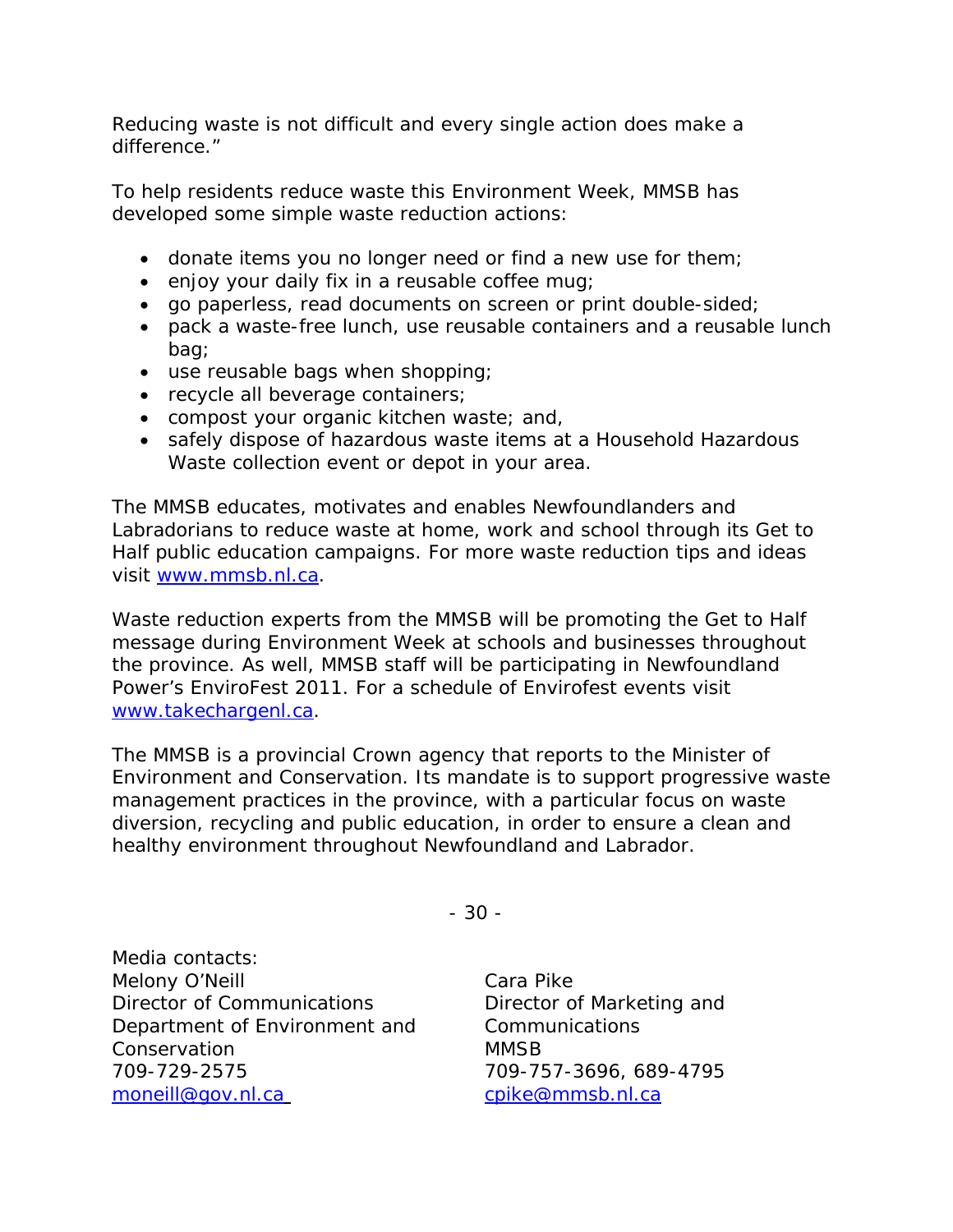Reducing waste is not difficult and every single action does make a difference."

To help residents reduce waste this Environment Week, MMSB has developed some simple waste reduction actions:

- donate items you no longer need or find a new use for them;
- enjoy your daily fix in a reusable coffee mug;
- go paperless, read documents on screen or print double-sided;
- pack a waste-free lunch, use reusable containers and a reusable lunch bag;
- use reusable bags when shopping;
- recycle all beverage containers;
- compost your organic kitchen waste; and,
- safely dispose of hazardous waste items at a Household Hazardous Waste collection event or depot in your area.

The MMSB educates, motivates and enables Newfoundlanders and Labradorians to reduce waste at home, work and school through its Get to Half public education campaigns. For more waste reduction tips and ideas visit www.mmsb.nl.ca.

Waste reduction experts from the MMSB will be promoting the Get to Half message during Environment Week at schools and businesses throughout the province. As well, MMSB staff will be participating in Newfoundland Power's EnviroFest 2011. For a schedule of Envirofest events visit www.takechargenl.ca.

The MMSB is a provincial Crown agency that reports to the Minister of Environment and Conservation. Its mandate is to support progressive waste management practices in the province, with a particular focus on waste diversion, recycling and public education, in order to ensure a clean and healthy environment throughout Newfoundland and Labrador.

- 30 -

Media contacts:

Melony O'Neill
Director of Communications
Department of Environment and Conservation
709-729-2575
moneill@gov.nl.ca

Cara Pike
Director of Marketing and Communications
MMSB
709-757-3696, 689-4795
cpike@mmsb.nl.ca